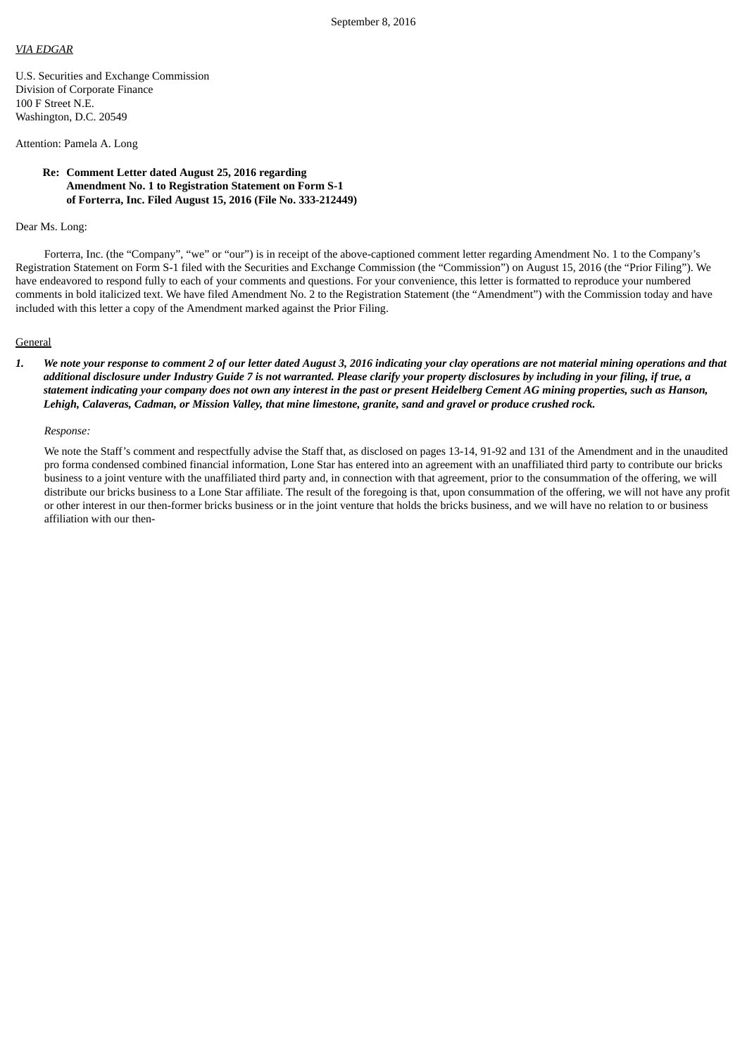September 8, 2016

*VIA EDGAR*

U.S. Securities and Exchange Commission
Division of Corporate Finance
100 F Street N.E.
Washington, D.C. 20549

Attention: Pamela A. Long

**Re: Comment Letter dated August 25, 2016 regarding**
**Amendment No. 1 to Registration Statement on Form S-1**
**of Forterra, Inc. Filed August 15, 2016 (File No. 333-212449)**

Dear Ms. Long:

Forterra, Inc. (the "Company", "we" or "our") is in receipt of the above-captioned comment letter regarding Amendment No. 1 to the Company's Registration Statement on Form S-1 filed with the Securities and Exchange Commission (the "Commission") on August 15, 2016 (the "Prior Filing"). We have endeavored to respond fully to each of your comments and questions. For your convenience, this letter is formatted to reproduce your numbered comments in bold italicized text. We have filed Amendment No. 2 to the Registration Statement (the "Amendment") with the Commission today and have included with this letter a copy of the Amendment marked against the Prior Filing.

General

1. ***We note your response to comment 2 of our letter dated August 3, 2016 indicating your clay operations are not material mining operations and that additional disclosure under Industry Guide 7 is not warranted. Please clarify your property disclosures by including in your filing, if true, a statement indicating your company does not own any interest in the past or present Heidelberg Cement AG mining properties, such as Hanson, Lehigh, Calaveras, Cadman, or Mission Valley, that mine limestone, granite, sand and gravel or produce crushed rock.***

   *Response:*

   We note the Staff's comment and respectfully advise the Staff that, as disclosed on pages 13-14, 91-92 and 131 of the Amendment and in the unaudited pro forma condensed combined financial information, Lone Star has entered into an agreement with an unaffiliated third party to contribute our bricks business to a joint venture with the unaffiliated third party and, in connection with that agreement, prior to the consummation of the offering, we will distribute our bricks business to a Lone Star affiliate. The result of the foregoing is that, upon consummation of the offering, we will not have any profit or other interest in our then-former bricks business or in the joint venture that holds the bricks business, and we will have no relation to or business affiliation with our then-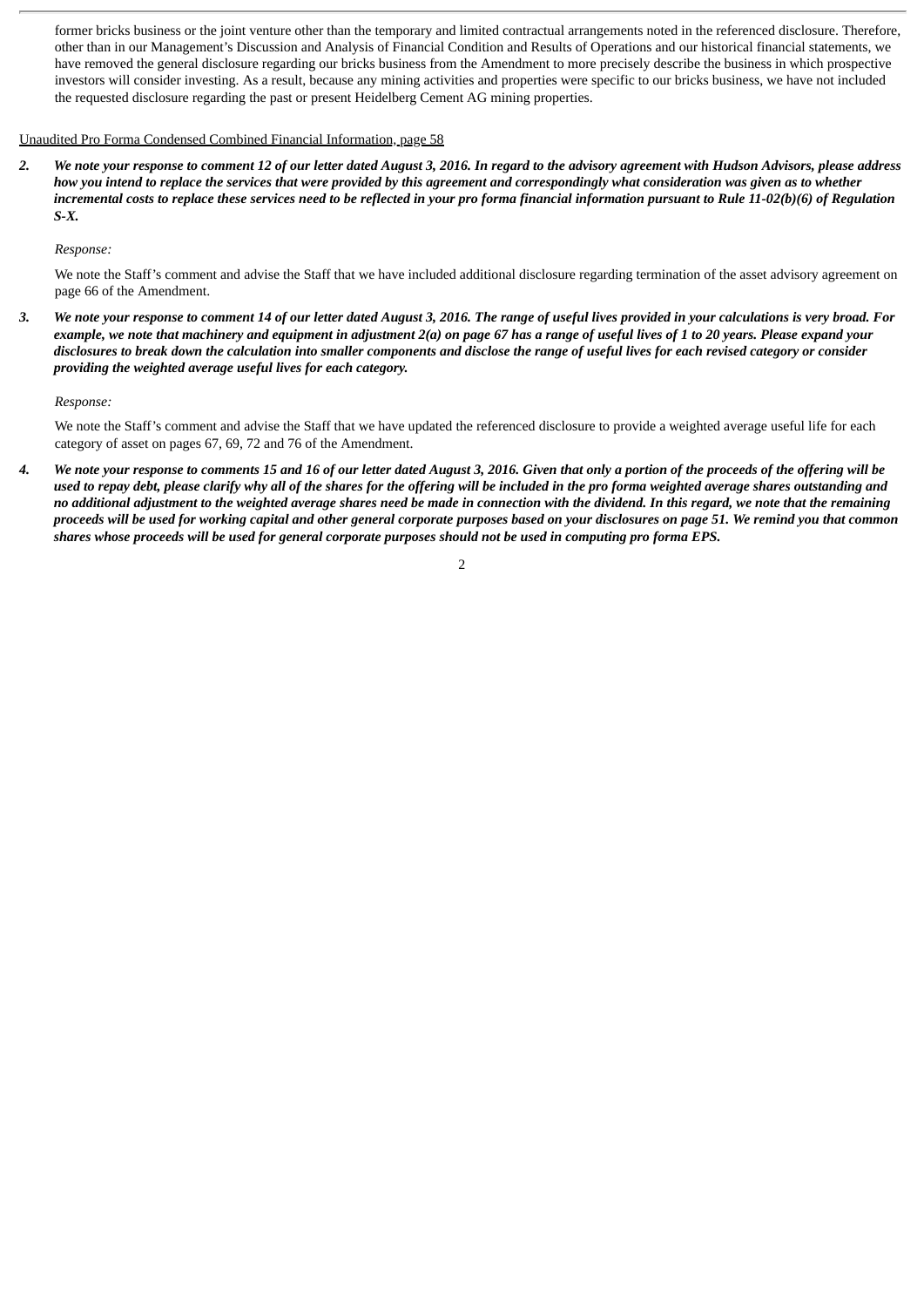former bricks business or the joint venture other than the temporary and limited contractual arrangements noted in the referenced disclosure. Therefore, other than in our Management's Discussion and Analysis of Financial Condition and Results of Operations and our historical financial statements, we have removed the general disclosure regarding our bricks business from the Amendment to more precisely describe the business in which prospective investors will consider investing. As a result, because any mining activities and properties were specific to our bricks business, we have not included the requested disclosure regarding the past or present Heidelberg Cement AG mining properties.

Unaudited Pro Forma Condensed Combined Financial Information, page 58

2. ***We note your response to comment 12 of our letter dated August 3, 2016. In regard to the advisory agreement with Hudson Advisors, please address how you intend to replace the services that were provided by this agreement and correspondingly what consideration was given as to whether incremental costs to replace these services need to be reflected in your pro forma financial information pursuant to Rule 11-02(b)(6) of Regulation S-X.***

   *Response:*

   We note the Staff's comment and advise the Staff that we have included additional disclosure regarding termination of the asset advisory agreement on page 66 of the Amendment.

3. ***We note your response to comment 14 of our letter dated August 3, 2016. The range of useful lives provided in your calculations is very broad. For example, we note that machinery and equipment in adjustment 2(a) on page 67 has a range of useful lives of 1 to 20 years. Please expand your disclosures to break down the calculation into smaller components and disclose the range of useful lives for each revised category or consider providing the weighted average useful lives for each category.***

   *Response:*

   We note the Staff's comment and advise the Staff that we have updated the referenced disclosure to provide a weighted average useful life for each category of asset on pages 67, 69, 72 and 76 of the Amendment.

4. ***We note your response to comments 15 and 16 of our letter dated August 3, 2016. Given that only a portion of the proceeds of the offering will be used to repay debt, please clarify why all of the shares for the offering will be included in the pro forma weighted average shares outstanding and no additional adjustment to the weighted average shares need be made in connection with the dividend. In this regard, we note that the remaining proceeds will be used for working capital and other general corporate purposes based on your disclosures on page 51. We remind you that common shares whose proceeds will be used for general corporate purposes should not be used in computing pro forma EPS.***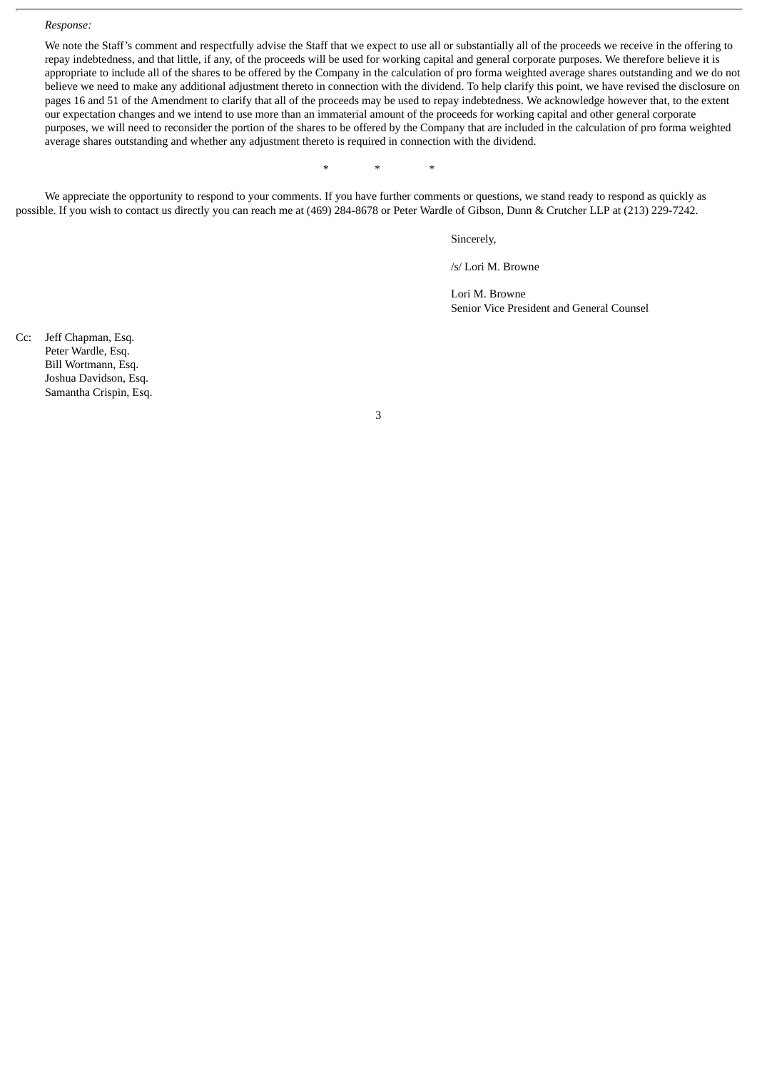*Response:*

We note the Staff's comment and respectfully advise the Staff that we expect to use all or substantially all of the proceeds we receive in the offering to repay indebtedness, and that little, if any, of the proceeds will be used for working capital and general corporate purposes. We therefore believe it is appropriate to include all of the shares to be offered by the Company in the calculation of pro forma weighted average shares outstanding and we do not believe we need to make any additional adjustment thereto in connection with the dividend. To help clarify this point, we have revised the disclosure on pages 16 and 51 of the Amendment to clarify that all of the proceeds may be used to repay indebtedness. We acknowledge however that, to the extent our expectation changes and we intend to use more than an immaterial amount of the proceeds for working capital and other general corporate purposes, we will need to reconsider the portion of the shares to be offered by the Company that are included in the calculation of pro forma weighted average shares outstanding and whether any adjustment thereto is required in connection with the dividend.

\* \* \*

We appreciate the opportunity to respond to your comments. If you have further comments or questions, we stand ready to respond as quickly as possible. If you wish to contact us directly you can reach me at (469) 284-8678 or Peter Wardle of Gibson, Dunn & Crutcher LLP at (213) 229-7242.

Sincerely,

/s/ Lori M. Browne

Lori M. Browne
Senior Vice President and General Counsel

Cc: Jeff Chapman, Esq.
Peter Wardle, Esq.
Bill Wortmann, Esq.
Joshua Davidson, Esq.
Samantha Crispin, Esq.